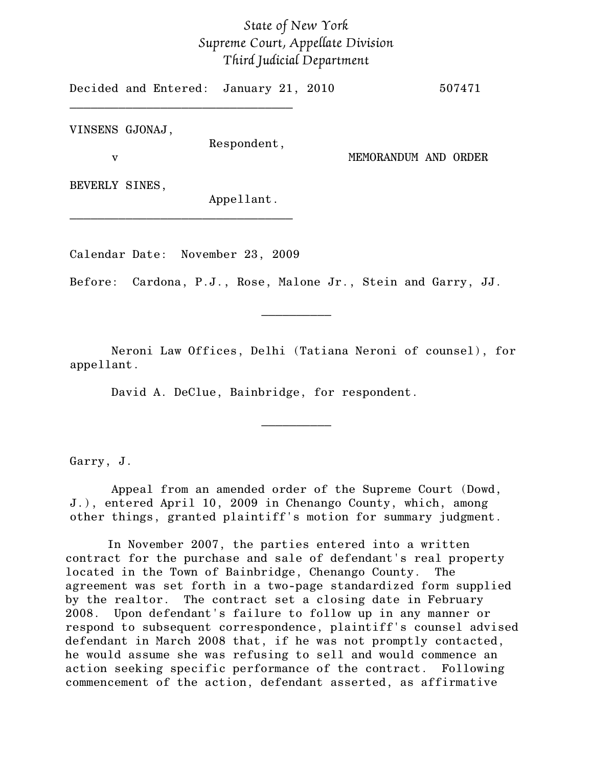*State of New York*
*Supreme Court, Appellate Division*
*Third Judicial Department*

Decided and Entered: January 21, 2010 507471

---

VINSENS GJONAJ,
Respondent,

v MEMORANDUM AND ORDER

BEVERLY SINES,
Appellant.

---

Calendar Date: November 23, 2009

Before: Cardona, P.J., Rose, Malone Jr., Stein and Garry, JJ.

---

Neroni Law Offices, Delhi (Tatiana Neroni of counsel), for appellant.

David A. DeClue, Bainbridge, for respondent.

---

Garry, J.

Appeal from an amended order of the Supreme Court (Dowd, J.), entered April 10, 2009 in Chenango County, which, among other things, granted plaintiff's motion for summary judgment.

In November 2007, the parties entered into a written contract for the purchase and sale of defendant's real property located in the Town of Bainbridge, Chenango County. The agreement was set forth in a two-page standardized form supplied by the realtor. The contract set a closing date in February 2008. Upon defendant's failure to follow up in any manner or respond to subsequent correspondence, plaintiff's counsel advised defendant in March 2008 that, if he was not promptly contacted, he would assume she was refusing to sell and would commence an action seeking specific performance of the contract. Following commencement of the action, defendant asserted, as affirmative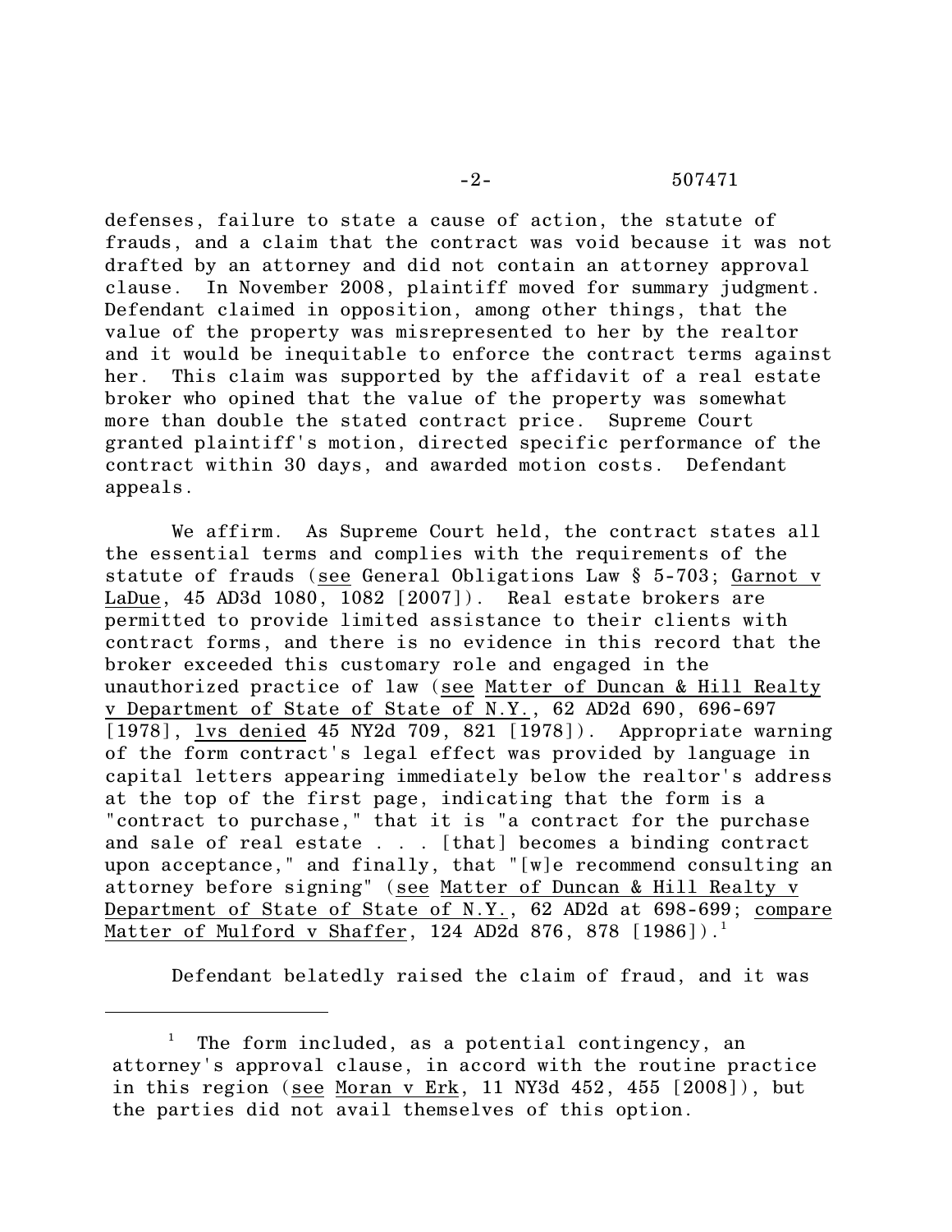defenses, failure to state a cause of action, the statute of frauds, and a claim that the contract was void because it was not drafted by an attorney and did not contain an attorney approval clause. In November 2008, plaintiff moved for summary judgment. Defendant claimed in opposition, among other things, that the value of the property was misrepresented to her by the realtor and it would be inequitable to enforce the contract terms against her. This claim was supported by the affidavit of a real estate broker who opined that the value of the property was somewhat more than double the stated contract price. Supreme Court granted plaintiff's motion, directed specific performance of the contract within 30 days, and awarded motion costs. Defendant appeals.

We affirm. As Supreme Court held, the contract states all the essential terms and complies with the requirements of the statute of frauds (see General Obligations Law § 5-703; Garnot v LaDue, 45 AD3d 1080, 1082 [2007]). Real estate brokers are permitted to provide limited assistance to their clients with contract forms, and there is no evidence in this record that the broker exceeded this customary role and engaged in the unauthorized practice of law (see Matter of Duncan & Hill Realty v Department of State of State of N.Y., 62 AD2d 690, 696-697 [1978], lvs denied 45 NY2d 709, 821 [1978]). Appropriate warning of the form contract's legal effect was provided by language in capital letters appearing immediately below the realtor's address at the top of the first page, indicating that the form is a "contract to purchase," that it is "a contract for the purchase and sale of real estate . . . [that] becomes a binding contract upon acceptance," and finally, that "[w]e recommend consulting an attorney before signing" (see Matter of Duncan & Hill Realty v Department of State of State of N.Y., 62 AD2d at 698-699; compare Matter of Mulford v Shaffer, 124 AD2d 876, 878 [1986]).[1]

Defendant belatedly raised the claim of fraud, and it was

---

[1] The form included, as a potential contingency, an attorney's approval clause, in accord with the routine practice in this region (see Moran v Erk, 11 NY3d 452, 455 [2008]), but the parties did not avail themselves of this option.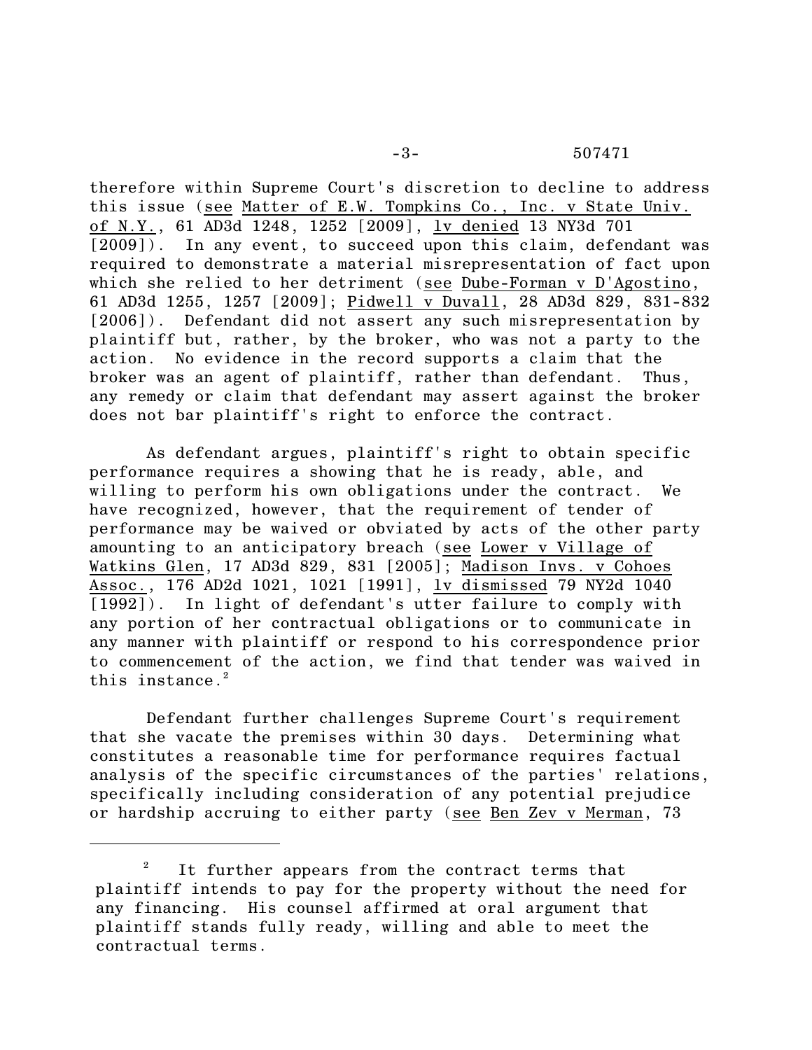therefore within Supreme Court's discretion to decline to address this issue (see Matter of E.W. Tompkins Co., Inc. v State Univ. of N.Y., 61 AD3d 1248, 1252 [2009], lv denied 13 NY3d 701 [2009]). In any event, to succeed upon this claim, defendant was required to demonstrate a material misrepresentation of fact upon which she relied to her detriment (see Dube-Forman v D'Agostino, 61 AD3d 1255, 1257 [2009]; Pidwell v Duvall, 28 AD3d 829, 831-832 [2006]). Defendant did not assert any such misrepresentation by plaintiff but, rather, by the broker, who was not a party to the action. No evidence in the record supports a claim that the broker was an agent of plaintiff, rather than defendant. Thus, any remedy or claim that defendant may assert against the broker does not bar plaintiff's right to enforce the contract.

As defendant argues, plaintiff's right to obtain specific performance requires a showing that he is ready, able, and willing to perform his own obligations under the contract. We have recognized, however, that the requirement of tender of performance may be waived or obviated by acts of the other party amounting to an anticipatory breach (see Lower v Village of Watkins Glen, 17 AD3d 829, 831 [2005]; Madison Invs. v Cohoes Assoc., 176 AD2d 1021, 1021 [1991], lv dismissed 79 NY2d 1040 [1992]). In light of defendant's utter failure to comply with any portion of her contractual obligations or to communicate in any manner with plaintiff or respond to his correspondence prior to commencement of the action, we find that tender was waived in this instance.[2]

Defendant further challenges Supreme Court's requirement that she vacate the premises within 30 days. Determining what constitutes a reasonable time for performance requires factual analysis of the specific circumstances of the parties' relations, specifically including consideration of any potential prejudice or hardship accruing to either party (see Ben Zev v Merman, 73

---

[2] It further appears from the contract terms that plaintiff intends to pay for the property without the need for any financing. His counsel affirmed at oral argument that plaintiff stands fully ready, willing and able to meet the contractual terms.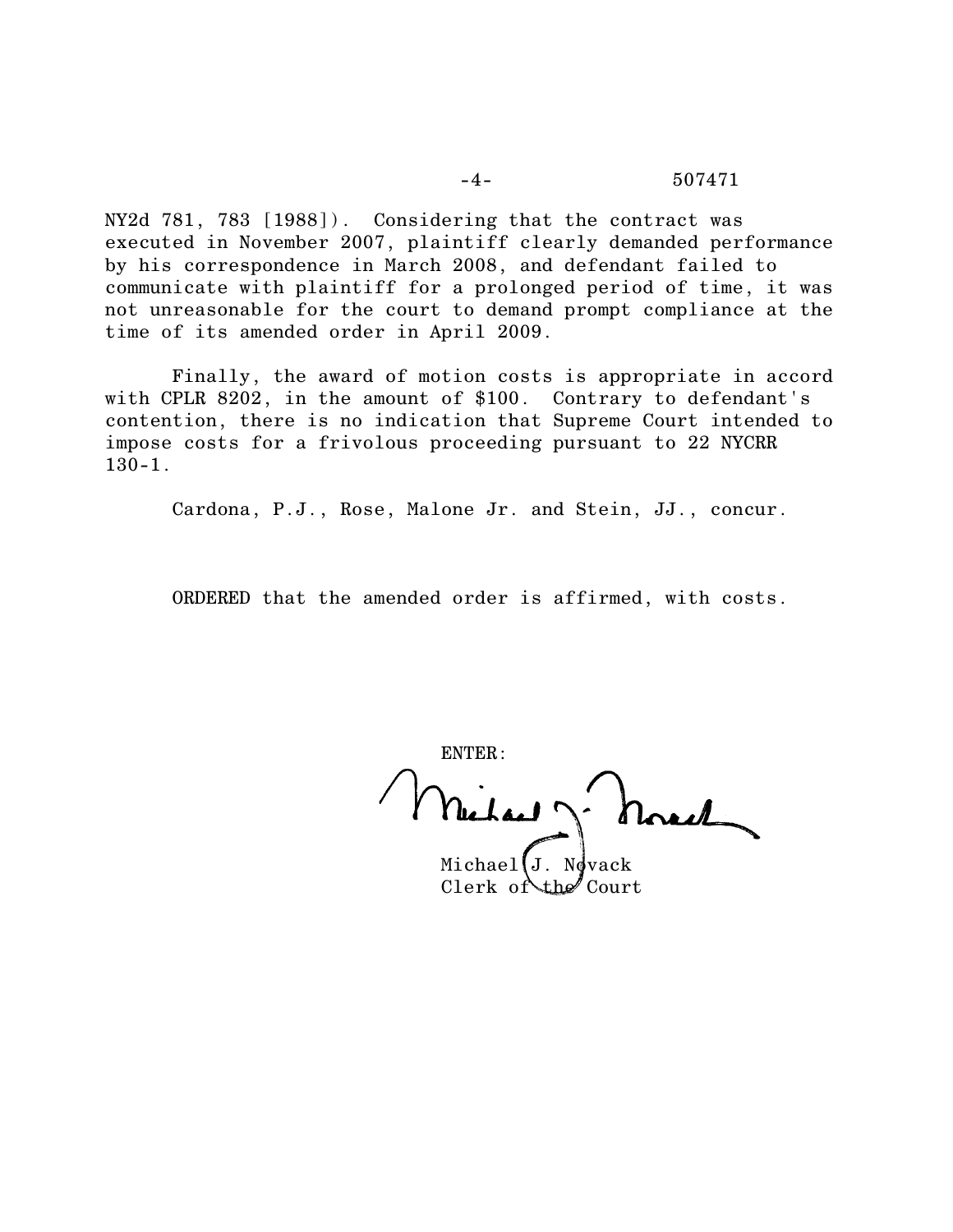NY2d 781, 783 [1988]). Considering that the contract was executed in November 2007, plaintiff clearly demanded performance by his correspondence in March 2008, and defendant failed to communicate with plaintiff for a prolonged period of time, it was not unreasonable for the court to demand prompt compliance at the time of its amended order in April 2009.

Finally, the award of motion costs is appropriate in accord with CPLR 8202, in the amount of $100. Contrary to defendant's contention, there is no indication that Supreme Court intended to impose costs for a frivolous proceeding pursuant to 22 NYCRR 130-1.

Cardona, P.J., Rose, Malone Jr. and Stein, JJ., concur.

ORDERED that the amended order is affirmed, with costs.

ENTER:

Michael J. Novack
Clerk of the Court